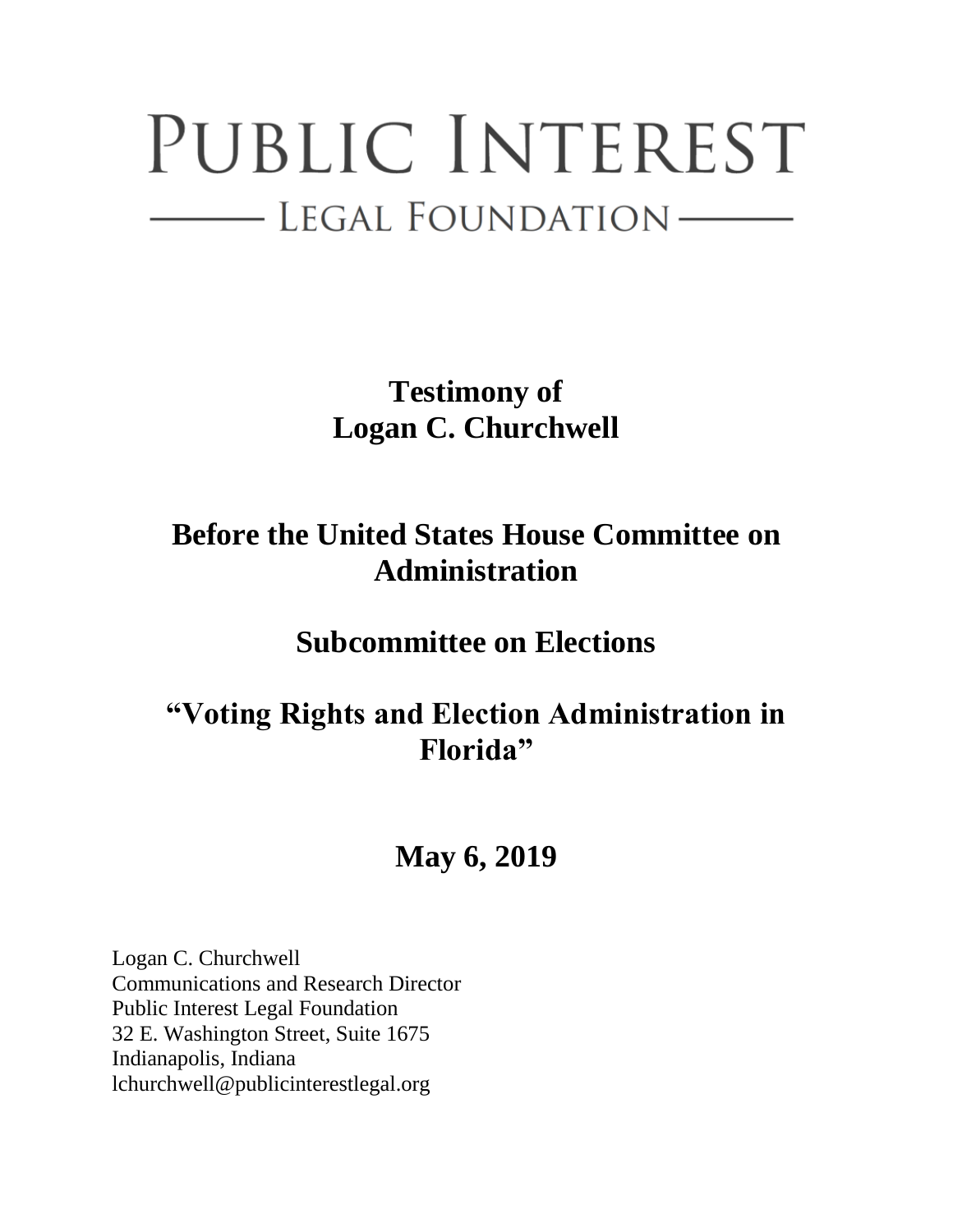# PUBLIC INTEREST

## LEGAL FOUNDATION

**Testimony of**
**Logan C. Churchwell**

## Before the United States House Committee on Administration

## Subcommittee on Elections

## "Voting Rights and Election Administration in Florida"

## May 6, 2019

Logan C. Churchwell
Communications and Research Director
Public Interest Legal Foundation
32 E. Washington Street, Suite 1675
Indianapolis, Indiana
lchurchwell@publicinterestlegal.org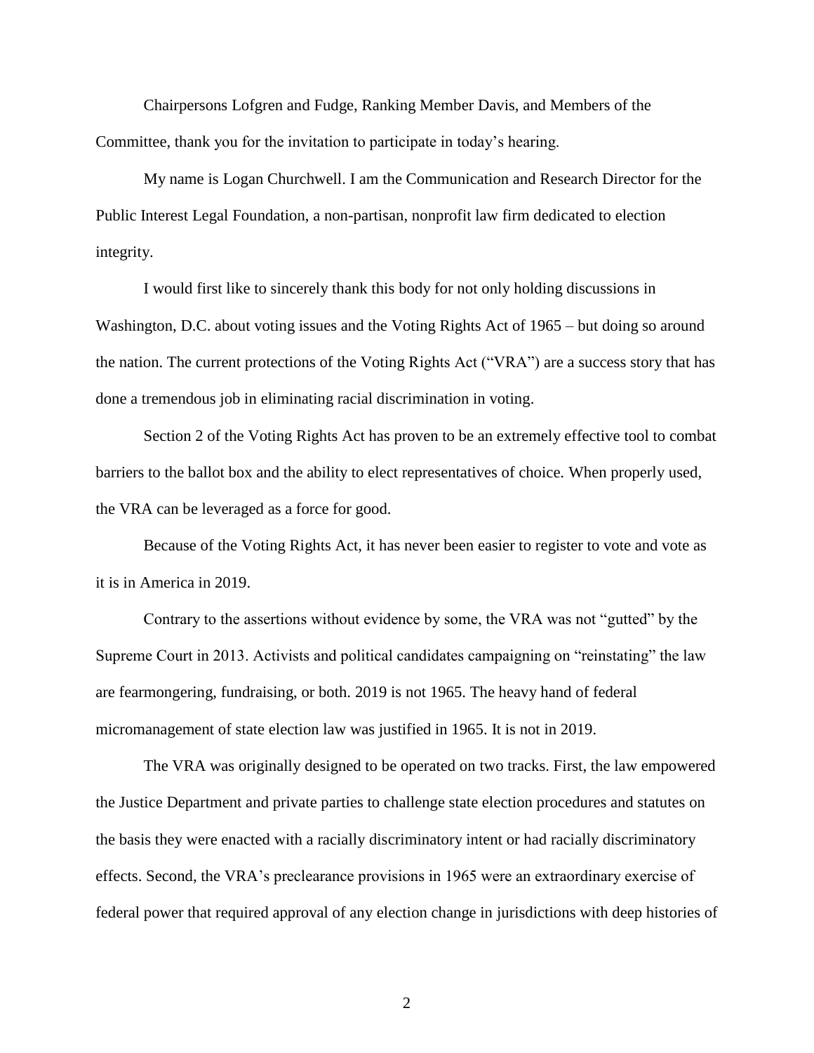Chairpersons Lofgren and Fudge, Ranking Member Davis, and Members of the Committee, thank you for the invitation to participate in today's hearing.

My name is Logan Churchwell. I am the Communication and Research Director for the Public Interest Legal Foundation, a non-partisan, nonprofit law firm dedicated to election integrity.

I would first like to sincerely thank this body for not only holding discussions in Washington, D.C. about voting issues and the Voting Rights Act of 1965 – but doing so around the nation. The current protections of the Voting Rights Act ("VRA") are a success story that has done a tremendous job in eliminating racial discrimination in voting.

Section 2 of the Voting Rights Act has proven to be an extremely effective tool to combat barriers to the ballot box and the ability to elect representatives of choice. When properly used, the VRA can be leveraged as a force for good.

Because of the Voting Rights Act, it has never been easier to register to vote and vote as it is in America in 2019.

Contrary to the assertions without evidence by some, the VRA was not "gutted" by the Supreme Court in 2013. Activists and political candidates campaigning on "reinstating" the law are fearmongering, fundraising, or both. 2019 is not 1965. The heavy hand of federal micromanagement of state election law was justified in 1965. It is not in 2019.

The VRA was originally designed to be operated on two tracks. First, the law empowered the Justice Department and private parties to challenge state election procedures and statutes on the basis they were enacted with a racially discriminatory intent or had racially discriminatory effects. Second, the VRA's preclearance provisions in 1965 were an extraordinary exercise of federal power that required approval of any election change in jurisdictions with deep histories of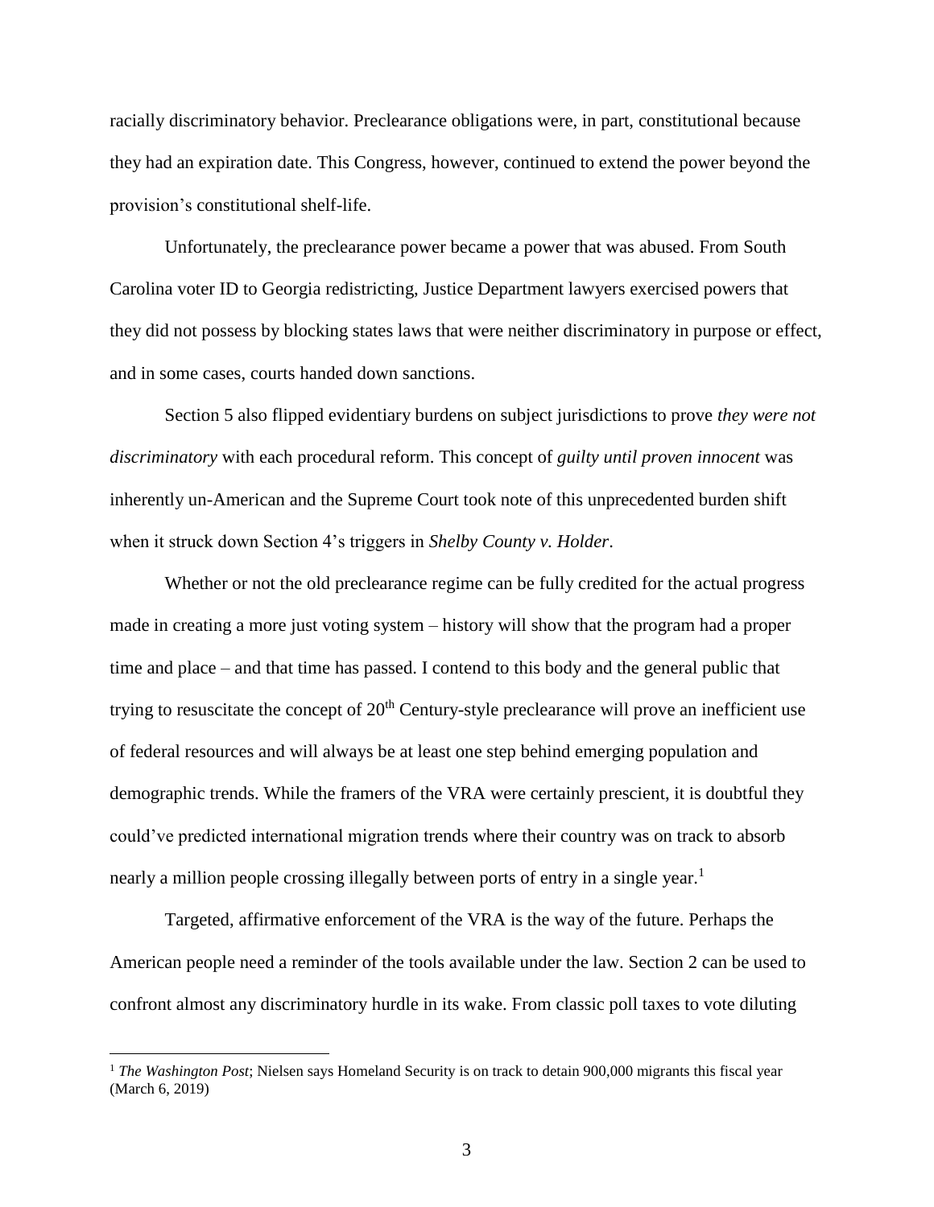racially discriminatory behavior. Preclearance obligations were, in part, constitutional because they had an expiration date. This Congress, however, continued to extend the power beyond the provision's constitutional shelf-life.

Unfortunately, the preclearance power became a power that was abused. From South Carolina voter ID to Georgia redistricting, Justice Department lawyers exercised powers that they did not possess by blocking states laws that were neither discriminatory in purpose or effect, and in some cases, courts handed down sanctions.

Section 5 also flipped evidentiary burdens on subject jurisdictions to prove *they were not discriminatory* with each procedural reform. This concept of *guilty until proven innocent* was inherently un-American and the Supreme Court took note of this unprecedented burden shift when it struck down Section 4's triggers in *Shelby County v. Holder*.

Whether or not the old preclearance regime can be fully credited for the actual progress made in creating a more just voting system – history will show that the program had a proper time and place – and that time has passed. I contend to this body and the general public that trying to resuscitate the concept of 20th Century-style preclearance will prove an inefficient use of federal resources and will always be at least one step behind emerging population and demographic trends. While the framers of the VRA were certainly prescient, it is doubtful they could've predicted international migration trends where their country was on track to absorb nearly a million people crossing illegally between ports of entry in a single year.[1]

Targeted, affirmative enforcement of the VRA is the way of the future. Perhaps the American people need a reminder of the tools available under the law. Section 2 can be used to confront almost any discriminatory hurdle in its wake. From classic poll taxes to vote diluting

---

[1] *The Washington Post*; Nielsen says Homeland Security is on track to detain 900,000 migrants this fiscal year (March 6, 2019)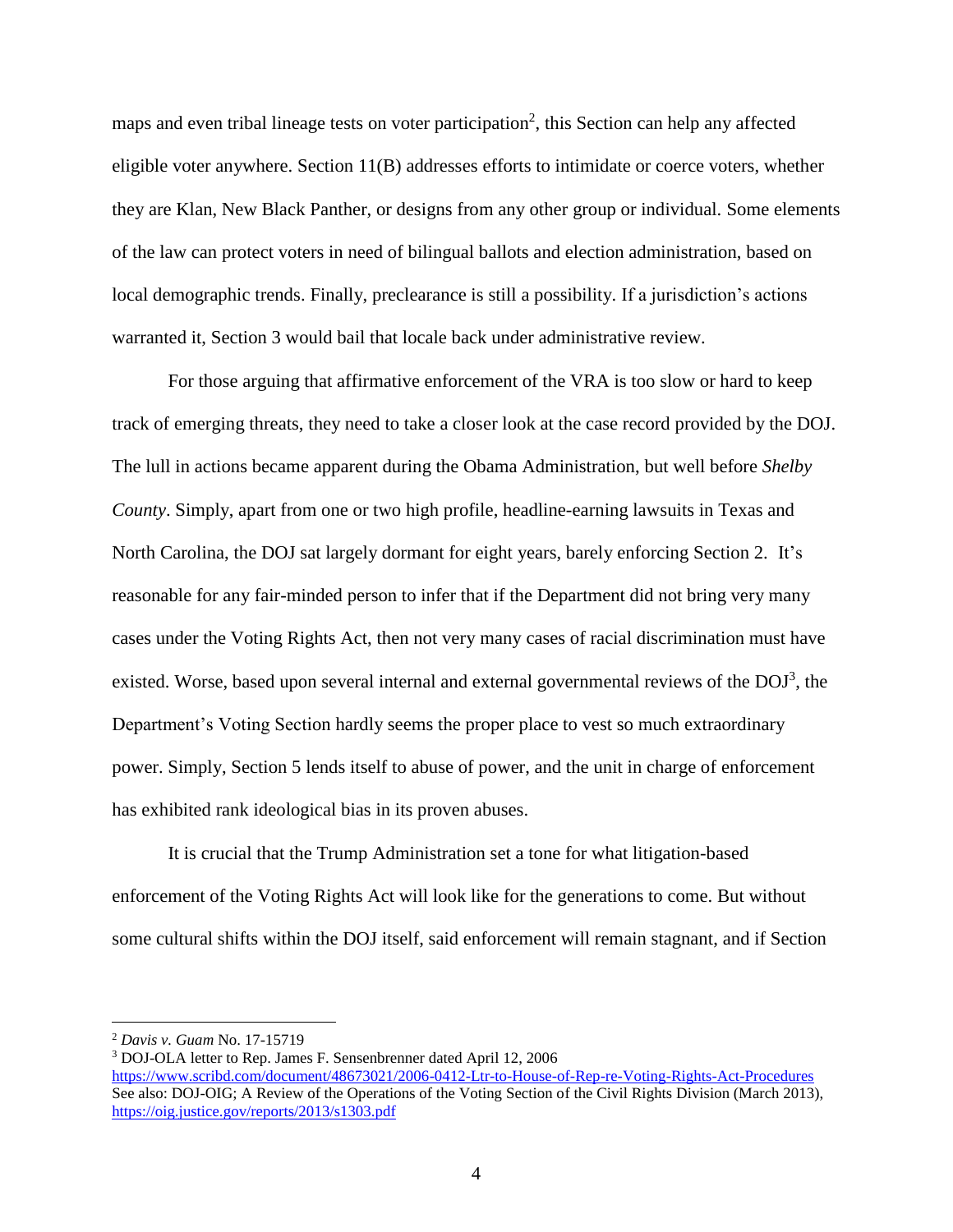maps and even tribal lineage tests on voter participation[2], this Section can help any affected eligible voter anywhere. Section 11(B) addresses efforts to intimidate or coerce voters, whether they are Klan, New Black Panther, or designs from any other group or individual. Some elements of the law can protect voters in need of bilingual ballots and election administration, based on local demographic trends. Finally, preclearance is still a possibility. If a jurisdiction's actions warranted it, Section 3 would bail that locale back under administrative review.

For those arguing that affirmative enforcement of the VRA is too slow or hard to keep track of emerging threats, they need to take a closer look at the case record provided by the DOJ. The lull in actions became apparent during the Obama Administration, but well before *Shelby County*. Simply, apart from one or two high profile, headline-earning lawsuits in Texas and North Carolina, the DOJ sat largely dormant for eight years, barely enforcing Section 2. It's reasonable for any fair-minded person to infer that if the Department did not bring very many cases under the Voting Rights Act, then not very many cases of racial discrimination must have existed. Worse, based upon several internal and external governmental reviews of the DOJ[3], the Department's Voting Section hardly seems the proper place to vest so much extraordinary power. Simply, Section 5 lends itself to abuse of power, and the unit in charge of enforcement has exhibited rank ideological bias in its proven abuses.

It is crucial that the Trump Administration set a tone for what litigation-based enforcement of the Voting Rights Act will look like for the generations to come. But without some cultural shifts within the DOJ itself, said enforcement will remain stagnant, and if Section

---

[2] *Davis v. Guam* No. 17-15719

[3] DOJ-OLA letter to Rep. James F. Sensenbrenner dated April 12, 2006 https://www.scribd.com/document/48673021/2006-0412-Ltr-to-House-of-Rep-re-Voting-Rights-Act-Procedures
See also: DOJ-OIG; A Review of the Operations of the Voting Section of the Civil Rights Division (March 2013), https://oig.justice.gov/reports/2013/s1303.pdf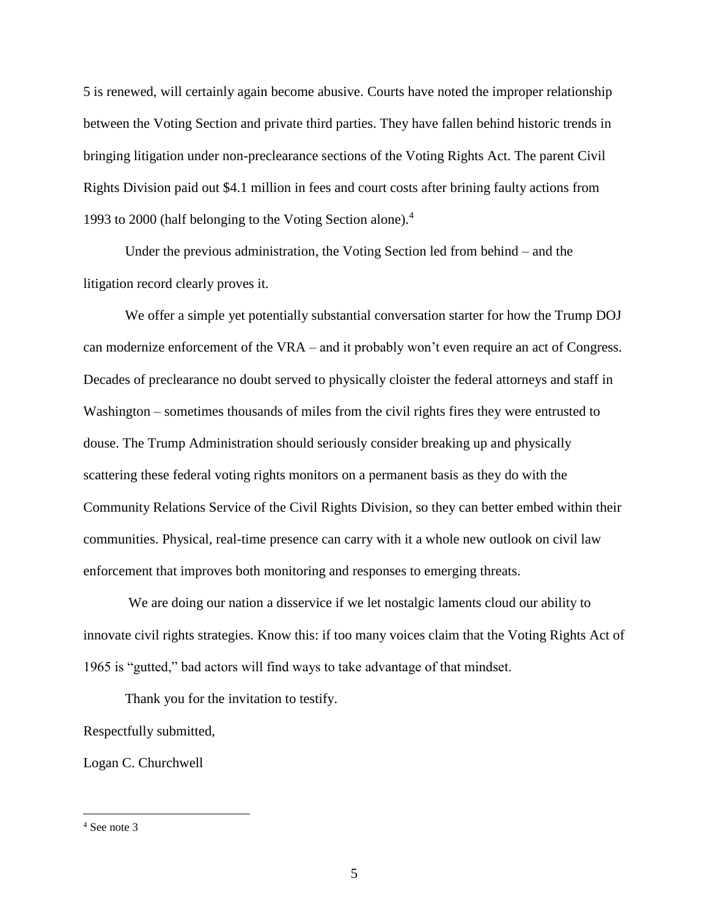5 is renewed, will certainly again become abusive. Courts have noted the improper relationship between the Voting Section and private third parties. They have fallen behind historic trends in bringing litigation under non-preclearance sections of the Voting Rights Act. The parent Civil Rights Division paid out $4.1 million in fees and court costs after brining faulty actions from 1993 to 2000 (half belonging to the Voting Section alone).[4]

Under the previous administration, the Voting Section led from behind – and the litigation record clearly proves it.

We offer a simple yet potentially substantial conversation starter for how the Trump DOJ can modernize enforcement of the VRA – and it probably won't even require an act of Congress. Decades of preclearance no doubt served to physically cloister the federal attorneys and staff in Washington – sometimes thousands of miles from the civil rights fires they were entrusted to douse. The Trump Administration should seriously consider breaking up and physically scattering these federal voting rights monitors on a permanent basis as they do with the Community Relations Service of the Civil Rights Division, so they can better embed within their communities. Physical, real-time presence can carry with it a whole new outlook on civil law enforcement that improves both monitoring and responses to emerging threats.

We are doing our nation a disservice if we let nostalgic laments cloud our ability to innovate civil rights strategies. Know this: if too many voices claim that the Voting Rights Act of 1965 is "gutted," bad actors will find ways to take advantage of that mindset.

Thank you for the invitation to testify.

Respectfully submitted,

Logan C. Churchwell

---

[4] See note 3